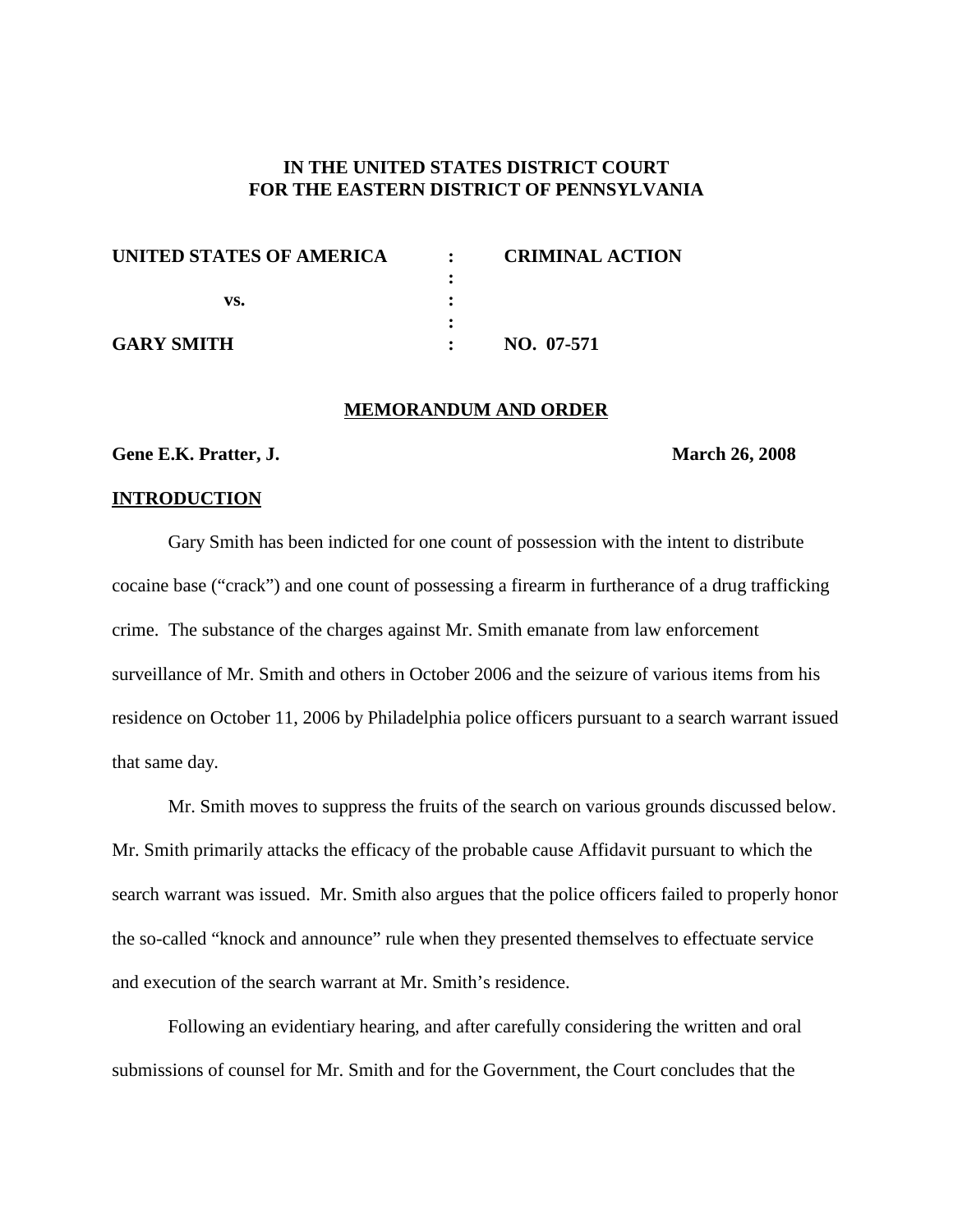**IN THE UNITED STATES DISTRICT COURT**
**FOR THE EASTERN DISTRICT OF PENNSYLVANIA**

| | | |
|---|---|---|
| **UNITED STATES OF AMERICA** | : | **CRIMINAL ACTION** |
| | : | |
| **vs.** | : | |
| | : | |
| **GARY SMITH** | : | **NO. 07-571** |

**MEMORANDUM AND ORDER**

**Gene E.K. Pratter, J.** **March 26, 2008**

## INTRODUCTION

Gary Smith has been indicted for one count of possession with the intent to distribute cocaine base ("crack") and one count of possessing a firearm in furtherance of a drug trafficking crime. The substance of the charges against Mr. Smith emanate from law enforcement surveillance of Mr. Smith and others in October 2006 and the seizure of various items from his residence on October 11, 2006 by Philadelphia police officers pursuant to a search warrant issued that same day.

Mr. Smith moves to suppress the fruits of the search on various grounds discussed below. Mr. Smith primarily attacks the efficacy of the probable cause Affidavit pursuant to which the search warrant was issued. Mr. Smith also argues that the police officers failed to properly honor the so-called "knock and announce" rule when they presented themselves to effectuate service and execution of the search warrant at Mr. Smith's residence.

Following an evidentiary hearing, and after carefully considering the written and oral submissions of counsel for Mr. Smith and for the Government, the Court concludes that the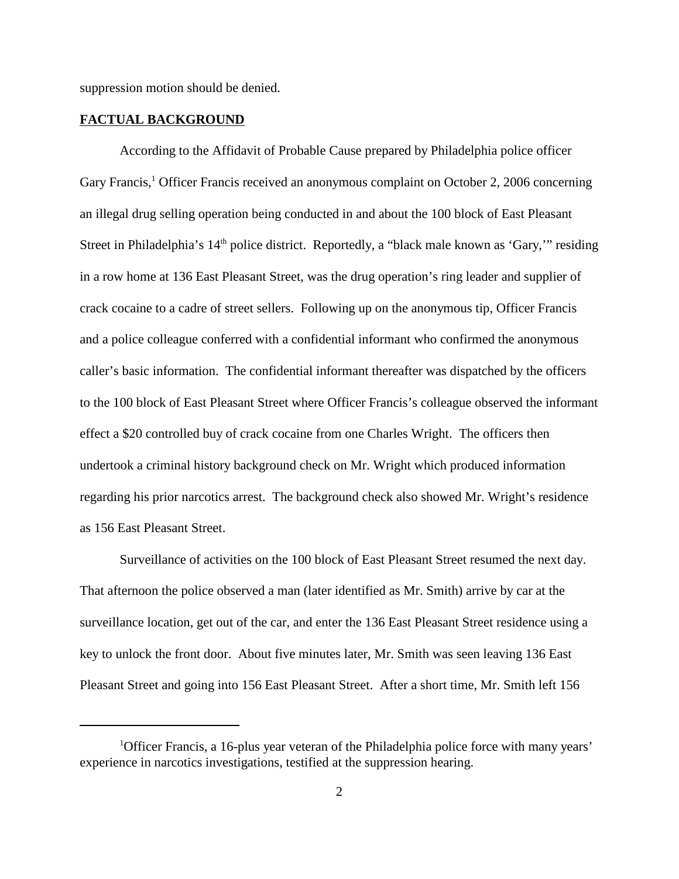suppression motion should be denied.

**FACTUAL BACKGROUND**

According to the Affidavit of Probable Cause prepared by Philadelphia police officer Gary Francis,[1] Officer Francis received an anonymous complaint on October 2, 2006 concerning an illegal drug selling operation being conducted in and about the 100 block of East Pleasant Street in Philadelphia's 14th police district. Reportedly, a "black male known as 'Gary,'" residing in a row home at 136 East Pleasant Street, was the drug operation's ring leader and supplier of crack cocaine to a cadre of street sellers. Following up on the anonymous tip, Officer Francis and a police colleague conferred with a confidential informant who confirmed the anonymous caller's basic information. The confidential informant thereafter was dispatched by the officers to the 100 block of East Pleasant Street where Officer Francis's colleague observed the informant effect a $20 controlled buy of crack cocaine from one Charles Wright. The officers then undertook a criminal history background check on Mr. Wright which produced information regarding his prior narcotics arrest. The background check also showed Mr. Wright's residence as 156 East Pleasant Street.

Surveillance of activities on the 100 block of East Pleasant Street resumed the next day. That afternoon the police observed a man (later identified as Mr. Smith) arrive by car at the surveillance location, get out of the car, and enter the 136 East Pleasant Street residence using a key to unlock the front door. About five minutes later, Mr. Smith was seen leaving 136 East Pleasant Street and going into 156 East Pleasant Street. After a short time, Mr. Smith left 156

---

[1] Officer Francis, a 16-plus year veteran of the Philadelphia police force with many years' experience in narcotics investigations, testified at the suppression hearing.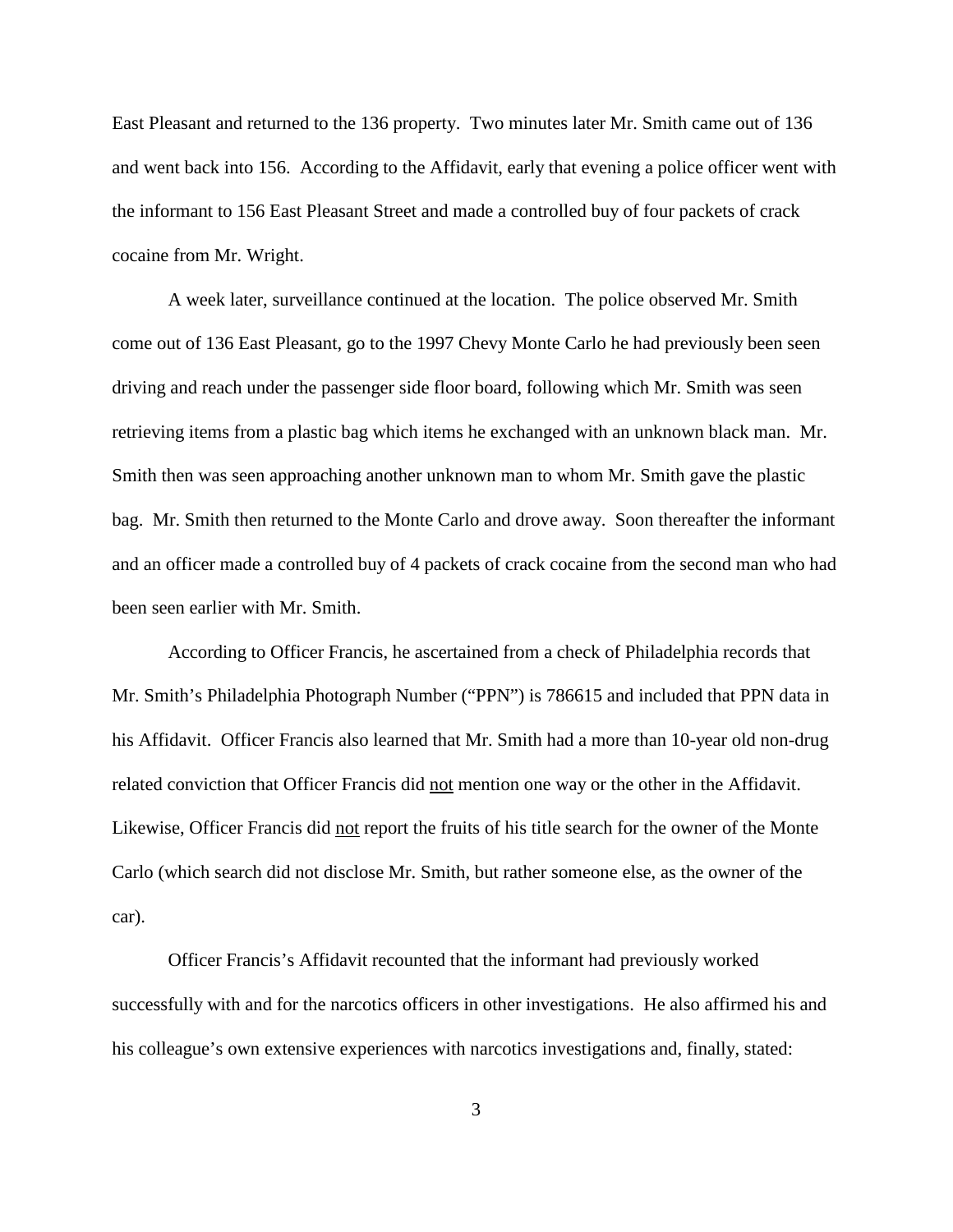East Pleasant and returned to the 136 property. Two minutes later Mr. Smith came out of 136 and went back into 156. According to the Affidavit, early that evening a police officer went with the informant to 156 East Pleasant Street and made a controlled buy of four packets of crack cocaine from Mr. Wright.

A week later, surveillance continued at the location. The police observed Mr. Smith come out of 136 East Pleasant, go to the 1997 Chevy Monte Carlo he had previously been seen driving and reach under the passenger side floor board, following which Mr. Smith was seen retrieving items from a plastic bag which items he exchanged with an unknown black man. Mr. Smith then was seen approaching another unknown man to whom Mr. Smith gave the plastic bag. Mr. Smith then returned to the Monte Carlo and drove away. Soon thereafter the informant and an officer made a controlled buy of 4 packets of crack cocaine from the second man who had been seen earlier with Mr. Smith.

According to Officer Francis, he ascertained from a check of Philadelphia records that Mr. Smith's Philadelphia Photograph Number ("PPN") is 786615 and included that PPN data in his Affidavit. Officer Francis also learned that Mr. Smith had a more than 10-year old non-drug related conviction that Officer Francis did <u>not</u> mention one way or the other in the Affidavit. Likewise, Officer Francis did <u>not</u> report the fruits of his title search for the owner of the Monte Carlo (which search did not disclose Mr. Smith, but rather someone else, as the owner of the car).

Officer Francis's Affidavit recounted that the informant had previously worked successfully with and for the narcotics officers in other investigations. He also affirmed his and his colleague's own extensive experiences with narcotics investigations and, finally, stated: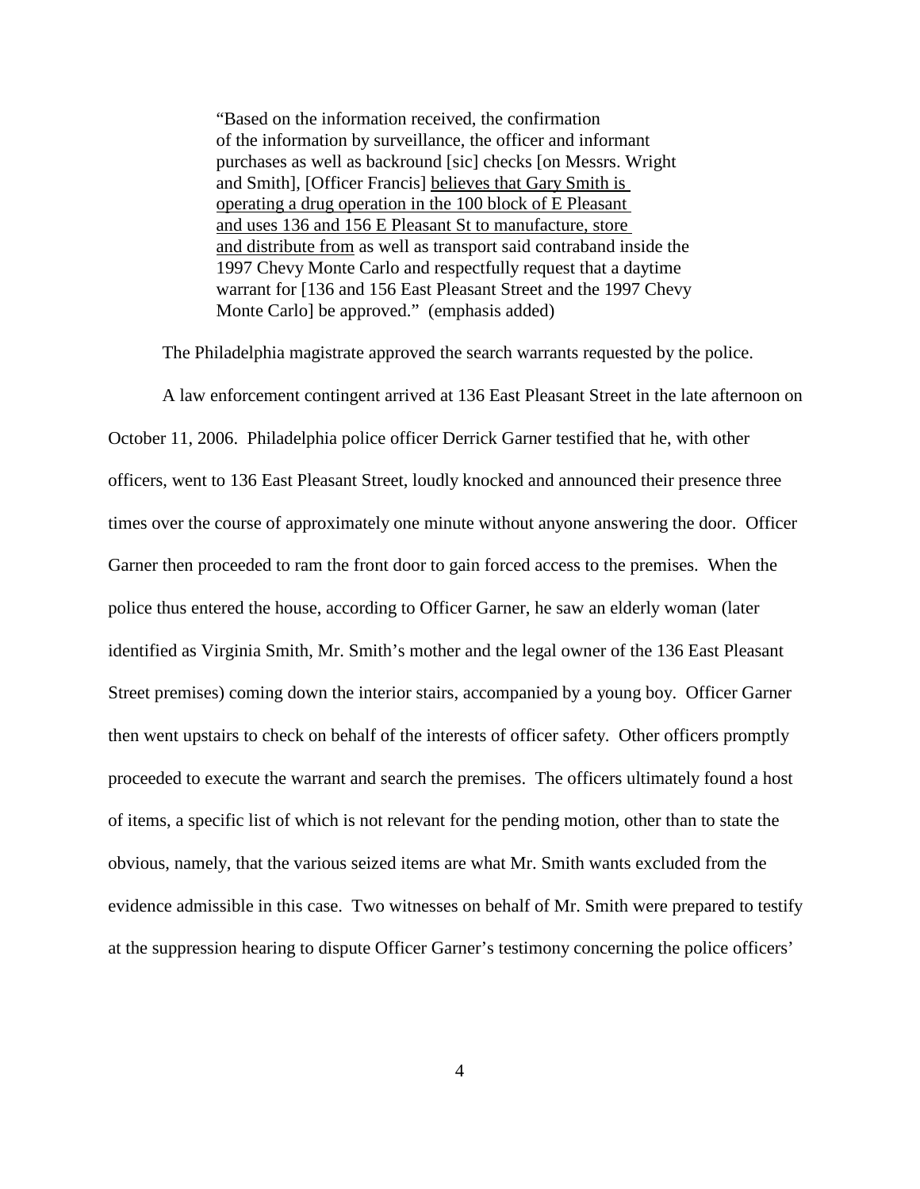> "Based on the information received, the confirmation of the information by surveillance, the officer and informant purchases as well as backround [sic] checks [on Messrs. Wright and Smith], [Officer Francis] <u>believes that Gary Smith is operating a drug operation in the 100 block of E Pleasant and uses 136 and 156 E Pleasant St to manufacture, store and distribute from</u> as well as transport said contraband inside the 1997 Chevy Monte Carlo and respectfully request that a daytime warrant for [136 and 156 East Pleasant Street and the 1997 Chevy Monte Carlo] be approved." (emphasis added)

The Philadelphia magistrate approved the search warrants requested by the police.

A law enforcement contingent arrived at 136 East Pleasant Street in the late afternoon on October 11, 2006. Philadelphia police officer Derrick Garner testified that he, with other officers, went to 136 East Pleasant Street, loudly knocked and announced their presence three times over the course of approximately one minute without anyone answering the door. Officer Garner then proceeded to ram the front door to gain forced access to the premises. When the police thus entered the house, according to Officer Garner, he saw an elderly woman (later identified as Virginia Smith, Mr. Smith's mother and the legal owner of the 136 East Pleasant Street premises) coming down the interior stairs, accompanied by a young boy. Officer Garner then went upstairs to check on behalf of the interests of officer safety. Other officers promptly proceeded to execute the warrant and search the premises. The officers ultimately found a host of items, a specific list of which is not relevant for the pending motion, other than to state the obvious, namely, that the various seized items are what Mr. Smith wants excluded from the evidence admissible in this case. Two witnesses on behalf of Mr. Smith were prepared to testify at the suppression hearing to dispute Officer Garner's testimony concerning the police officers'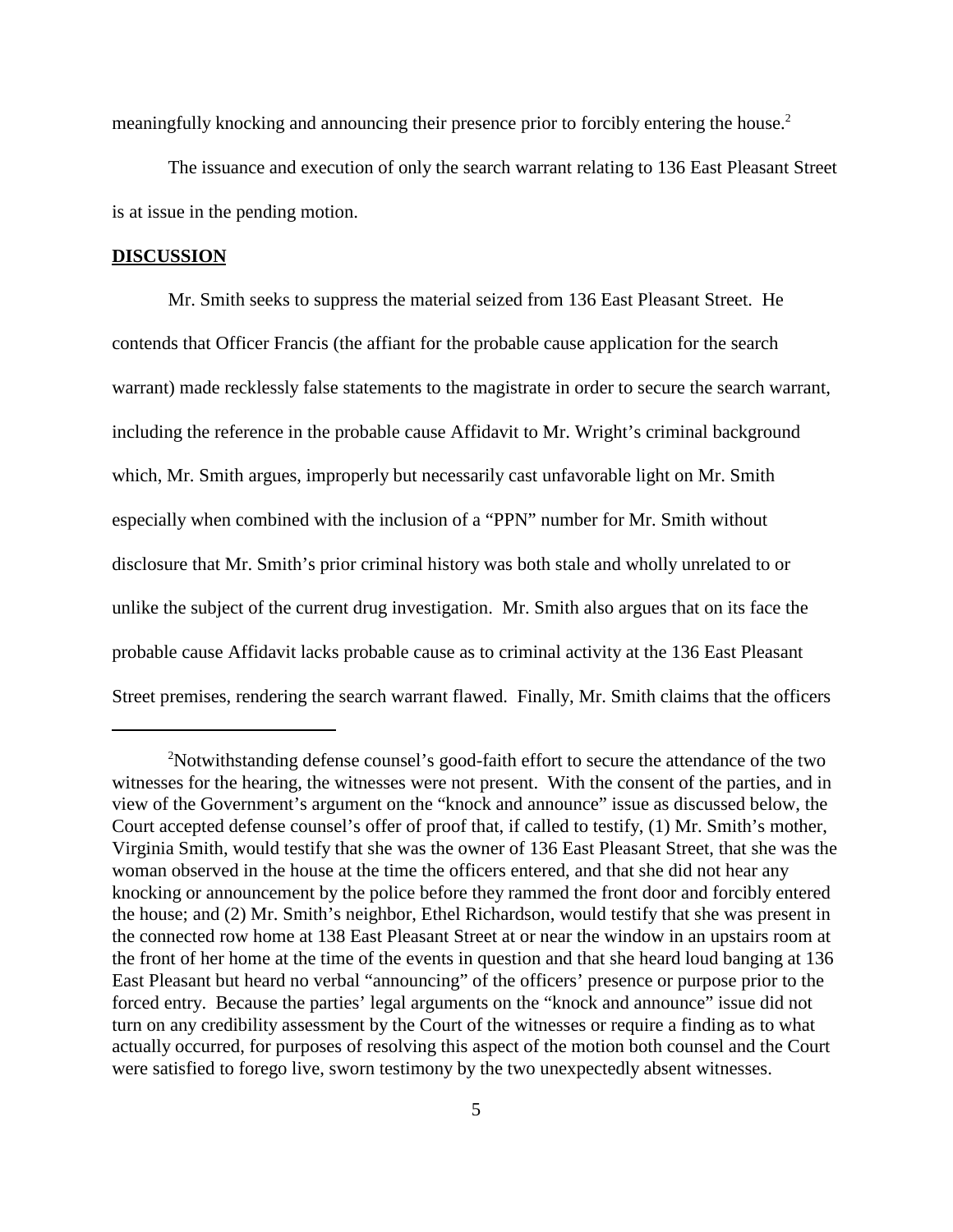meaningfully knocking and announcing their presence prior to forcibly entering the house.[2]

The issuance and execution of only the search warrant relating to 136 East Pleasant Street is at issue in the pending motion.

## DISCUSSION

Mr. Smith seeks to suppress the material seized from 136 East Pleasant Street. He contends that Officer Francis (the affiant for the probable cause application for the search warrant) made recklessly false statements to the magistrate in order to secure the search warrant, including the reference in the probable cause Affidavit to Mr. Wright's criminal background which, Mr. Smith argues, improperly but necessarily cast unfavorable light on Mr. Smith especially when combined with the inclusion of a "PPN" number for Mr. Smith without disclosure that Mr. Smith's prior criminal history was both stale and wholly unrelated to or unlike the subject of the current drug investigation. Mr. Smith also argues that on its face the probable cause Affidavit lacks probable cause as to criminal activity at the 136 East Pleasant Street premises, rendering the search warrant flawed. Finally, Mr. Smith claims that the officers

---

[2] Notwithstanding defense counsel's good-faith effort to secure the attendance of the two witnesses for the hearing, the witnesses were not present. With the consent of the parties, and in view of the Government's argument on the "knock and announce" issue as discussed below, the Court accepted defense counsel's offer of proof that, if called to testify, (1) Mr. Smith's mother, Virginia Smith, would testify that she was the owner of 136 East Pleasant Street, that she was the woman observed in the house at the time the officers entered, and that she did not hear any knocking or announcement by the police before they rammed the front door and forcibly entered the house; and (2) Mr. Smith's neighbor, Ethel Richardson, would testify that she was present in the connected row home at 138 East Pleasant Street at or near the window in an upstairs room at the front of her home at the time of the events in question and that she heard loud banging at 136 East Pleasant but heard no verbal "announcing" of the officers' presence or purpose prior to the forced entry. Because the parties' legal arguments on the "knock and announce" issue did not turn on any credibility assessment by the Court of the witnesses or require a finding as to what actually occurred, for purposes of resolving this aspect of the motion both counsel and the Court were satisfied to forego live, sworn testimony by the two unexpectedly absent witnesses.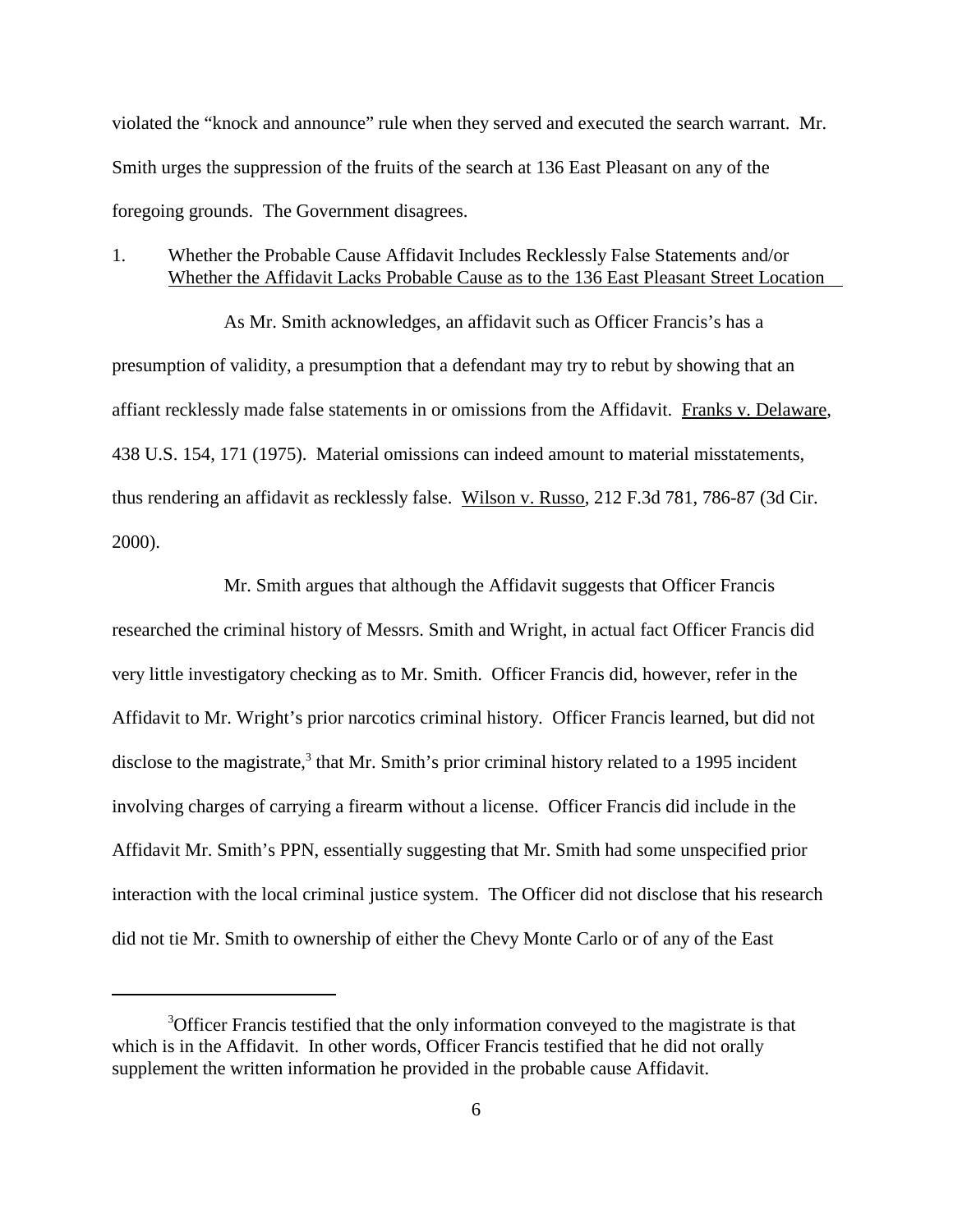violated the "knock and announce" rule when they served and executed the search warrant. Mr. Smith urges the suppression of the fruits of the search at 136 East Pleasant on any of the foregoing grounds. The Government disagrees.

1. Whether the Probable Cause Affidavit Includes Recklessly False Statements and/or Whether the Affidavit Lacks Probable Cause as to the 136 East Pleasant Street Location

As Mr. Smith acknowledges, an affidavit such as Officer Francis's has a presumption of validity, a presumption that a defendant may try to rebut by showing that an affiant recklessly made false statements in or omissions from the Affidavit. Franks v. Delaware, 438 U.S. 154, 171 (1975). Material omissions can indeed amount to material misstatements, thus rendering an affidavit as recklessly false. Wilson v. Russo, 212 F.3d 781, 786-87 (3d Cir. 2000).

Mr. Smith argues that although the Affidavit suggests that Officer Francis researched the criminal history of Messrs. Smith and Wright, in actual fact Officer Francis did very little investigatory checking as to Mr. Smith. Officer Francis did, however, refer in the Affidavit to Mr. Wright's prior narcotics criminal history. Officer Francis learned, but did not disclose to the magistrate,[3] that Mr. Smith's prior criminal history related to a 1995 incident involving charges of carrying a firearm without a license. Officer Francis did include in the Affidavit Mr. Smith's PPN, essentially suggesting that Mr. Smith had some unspecified prior interaction with the local criminal justice system. The Officer did not disclose that his research did not tie Mr. Smith to ownership of either the Chevy Monte Carlo or of any of the East

[3] Officer Francis testified that the only information conveyed to the magistrate is that which is in the Affidavit. In other words, Officer Francis testified that he did not orally supplement the written information he provided in the probable cause Affidavit.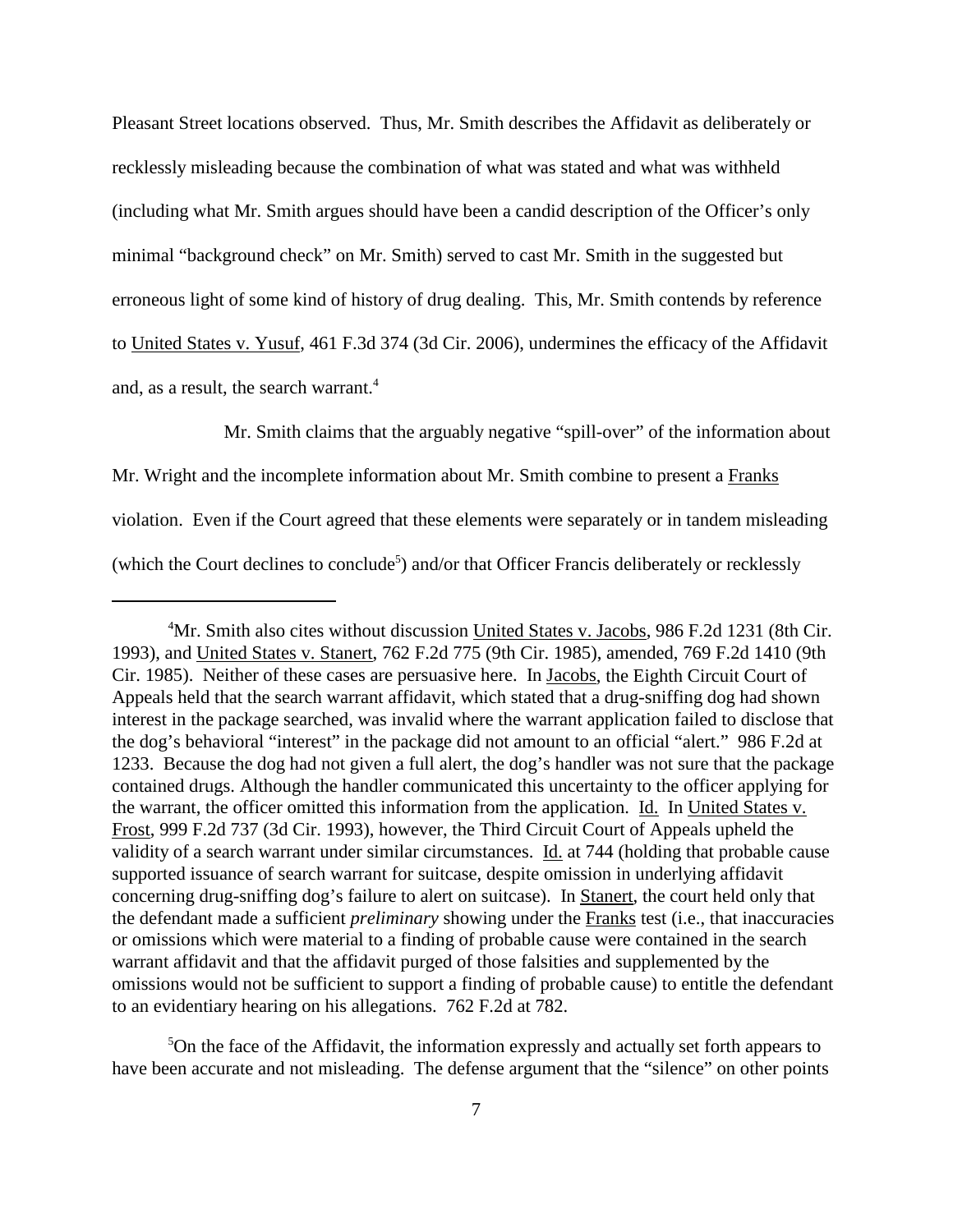Pleasant Street locations observed. Thus, Mr. Smith describes the Affidavit as deliberately or recklessly misleading because the combination of what was stated and what was withheld (including what Mr. Smith argues should have been a candid description of the Officer's only minimal "background check" on Mr. Smith) served to cast Mr. Smith in the suggested but erroneous light of some kind of history of drug dealing. This, Mr. Smith contends by reference to United States v. Yusuf, 461 F.3d 374 (3d Cir. 2006), undermines the efficacy of the Affidavit and, as a result, the search warrant.[4]

Mr. Smith claims that the arguably negative "spill-over" of the information about Mr. Wright and the incomplete information about Mr. Smith combine to present a Franks violation. Even if the Court agreed that these elements were separately or in tandem misleading (which the Court declines to conclude[5]) and/or that Officer Francis deliberately or recklessly

---

[4]Mr. Smith also cites without discussion United States v. Jacobs, 986 F.2d 1231 (8th Cir. 1993), and United States v. Stanert, 762 F.2d 775 (9th Cir. 1985), amended, 769 F.2d 1410 (9th Cir. 1985). Neither of these cases are persuasive here. In Jacobs, the Eighth Circuit Court of Appeals held that the search warrant affidavit, which stated that a drug-sniffing dog had shown interest in the package searched, was invalid where the warrant application failed to disclose that the dog's behavioral "interest" in the package did not amount to an official "alert." 986 F.2d at 1233. Because the dog had not given a full alert, the dog's handler was not sure that the package contained drugs. Although the handler communicated this uncertainty to the officer applying for the warrant, the officer omitted this information from the application. Id. In United States v. Frost, 999 F.2d 737 (3d Cir. 1993), however, the Third Circuit Court of Appeals upheld the validity of a search warrant under similar circumstances. Id. at 744 (holding that probable cause supported issuance of search warrant for suitcase, despite omission in underlying affidavit concerning drug-sniffing dog's failure to alert on suitcase). In Stanert, the court held only that the defendant made a sufficient *preliminary* showing under the Franks test (i.e., that inaccuracies or omissions which were material to a finding of probable cause were contained in the search warrant affidavit and that the affidavit purged of those falsities and supplemented by the omissions would not be sufficient to support a finding of probable cause) to entitle the defendant to an evidentiary hearing on his allegations. 762 F.2d at 782.

[5]On the face of the Affidavit, the information expressly and actually set forth appears to have been accurate and not misleading. The defense argument that the "silence" on other points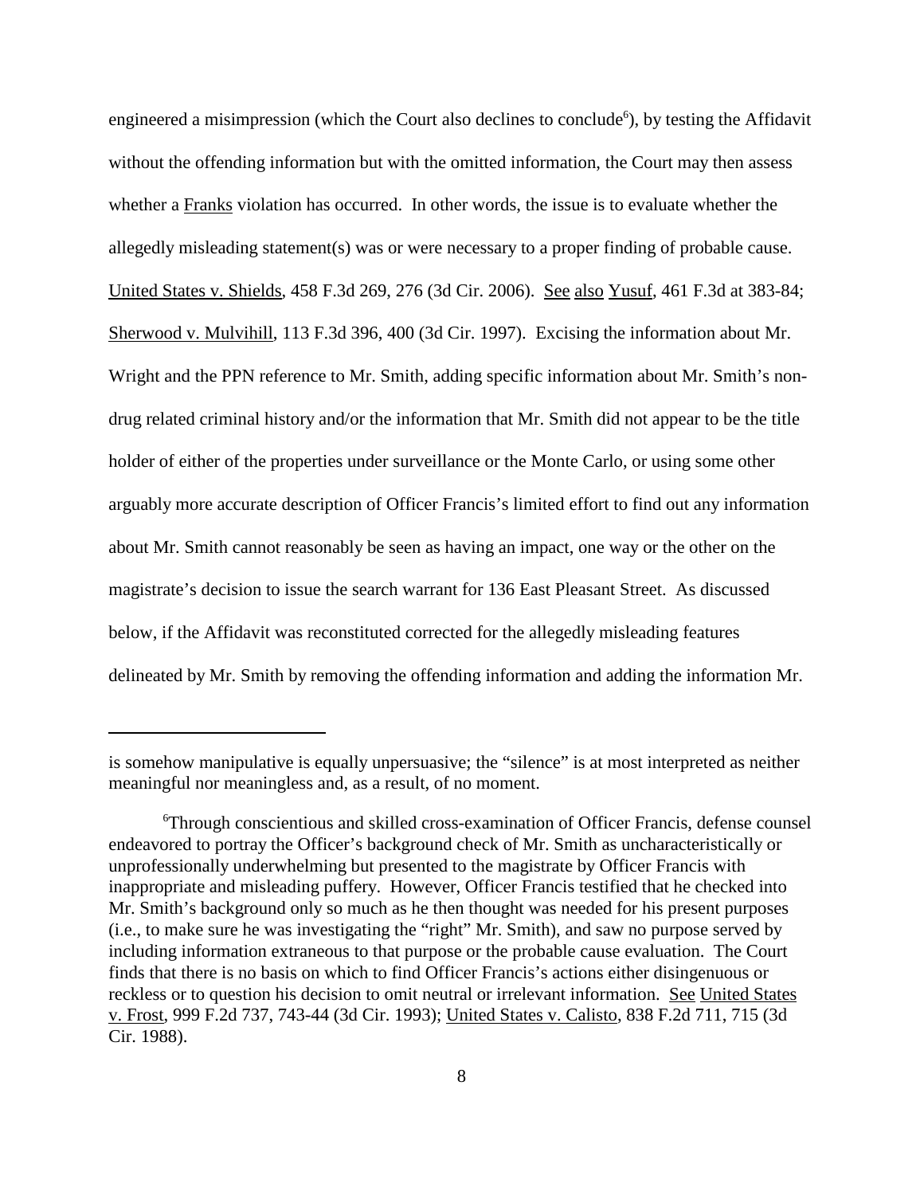engineered a misimpression (which the Court also declines to conclude[6]), by testing the Affidavit without the offending information but with the omitted information, the Court may then assess whether a Franks violation has occurred. In other words, the issue is to evaluate whether the allegedly misleading statement(s) was or were necessary to a proper finding of probable cause. United States v. Shields, 458 F.3d 269, 276 (3d Cir. 2006). See also Yusuf, 461 F.3d at 383-84; Sherwood v. Mulvihill, 113 F.3d 396, 400 (3d Cir. 1997). Excising the information about Mr. Wright and the PPN reference to Mr. Smith, adding specific information about Mr. Smith's non-drug related criminal history and/or the information that Mr. Smith did not appear to be the title holder of either of the properties under surveillance or the Monte Carlo, or using some other arguably more accurate description of Officer Francis's limited effort to find out any information about Mr. Smith cannot reasonably be seen as having an impact, one way or the other on the magistrate's decision to issue the search warrant for 136 East Pleasant Street. As discussed below, if the Affidavit was reconstituted corrected for the allegedly misleading features delineated by Mr. Smith by removing the offending information and adding the information Mr.

---

is somehow manipulative is equally unpersuasive; the "silence" is at most interpreted as neither meaningful nor meaningless and, as a result, of no moment.

[6]Through conscientious and skilled cross-examination of Officer Francis, defense counsel endeavored to portray the Officer's background check of Mr. Smith as uncharacteristically or unprofessionally underwhelming but presented to the magistrate by Officer Francis with inappropriate and misleading puffery. However, Officer Francis testified that he checked into Mr. Smith's background only so much as he then thought was needed for his present purposes (i.e., to make sure he was investigating the "right" Mr. Smith), and saw no purpose served by including information extraneous to that purpose or the probable cause evaluation. The Court finds that there is no basis on which to find Officer Francis's actions either disingenuous or reckless or to question his decision to omit neutral or irrelevant information. See United States v. Frost, 999 F.2d 737, 743-44 (3d Cir. 1993); United States v. Calisto, 838 F.2d 711, 715 (3d Cir. 1988).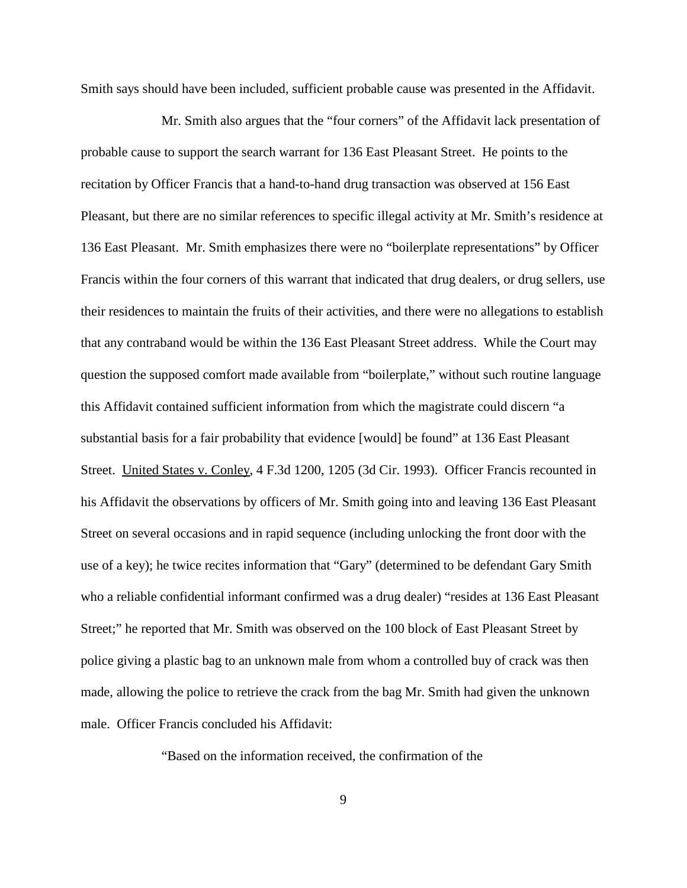Smith says should have been included, sufficient probable cause was presented in the Affidavit.

Mr. Smith also argues that the "four corners" of the Affidavit lack presentation of probable cause to support the search warrant for 136 East Pleasant Street. He points to the recitation by Officer Francis that a hand-to-hand drug transaction was observed at 156 East Pleasant, but there are no similar references to specific illegal activity at Mr. Smith's residence at 136 East Pleasant. Mr. Smith emphasizes there were no "boilerplate representations" by Officer Francis within the four corners of this warrant that indicated that drug dealers, or drug sellers, use their residences to maintain the fruits of their activities, and there were no allegations to establish that any contraband would be within the 136 East Pleasant Street address. While the Court may question the supposed comfort made available from "boilerplate," without such routine language this Affidavit contained sufficient information from which the magistrate could discern "a substantial basis for a fair probability that evidence [would] be found" at 136 East Pleasant Street. United States v. Conley, 4 F.3d 1200, 1205 (3d Cir. 1993). Officer Francis recounted in his Affidavit the observations by officers of Mr. Smith going into and leaving 136 East Pleasant Street on several occasions and in rapid sequence (including unlocking the front door with the use of a key); he twice recites information that "Gary" (determined to be defendant Gary Smith who a reliable confidential informant confirmed was a drug dealer) "resides at 136 East Pleasant Street;" he reported that Mr. Smith was observed on the 100 block of East Pleasant Street by police giving a plastic bag to an unknown male from whom a controlled buy of crack was then made, allowing the police to retrieve the crack from the bag Mr. Smith had given the unknown male. Officer Francis concluded his Affidavit:

"Based on the information received, the confirmation of the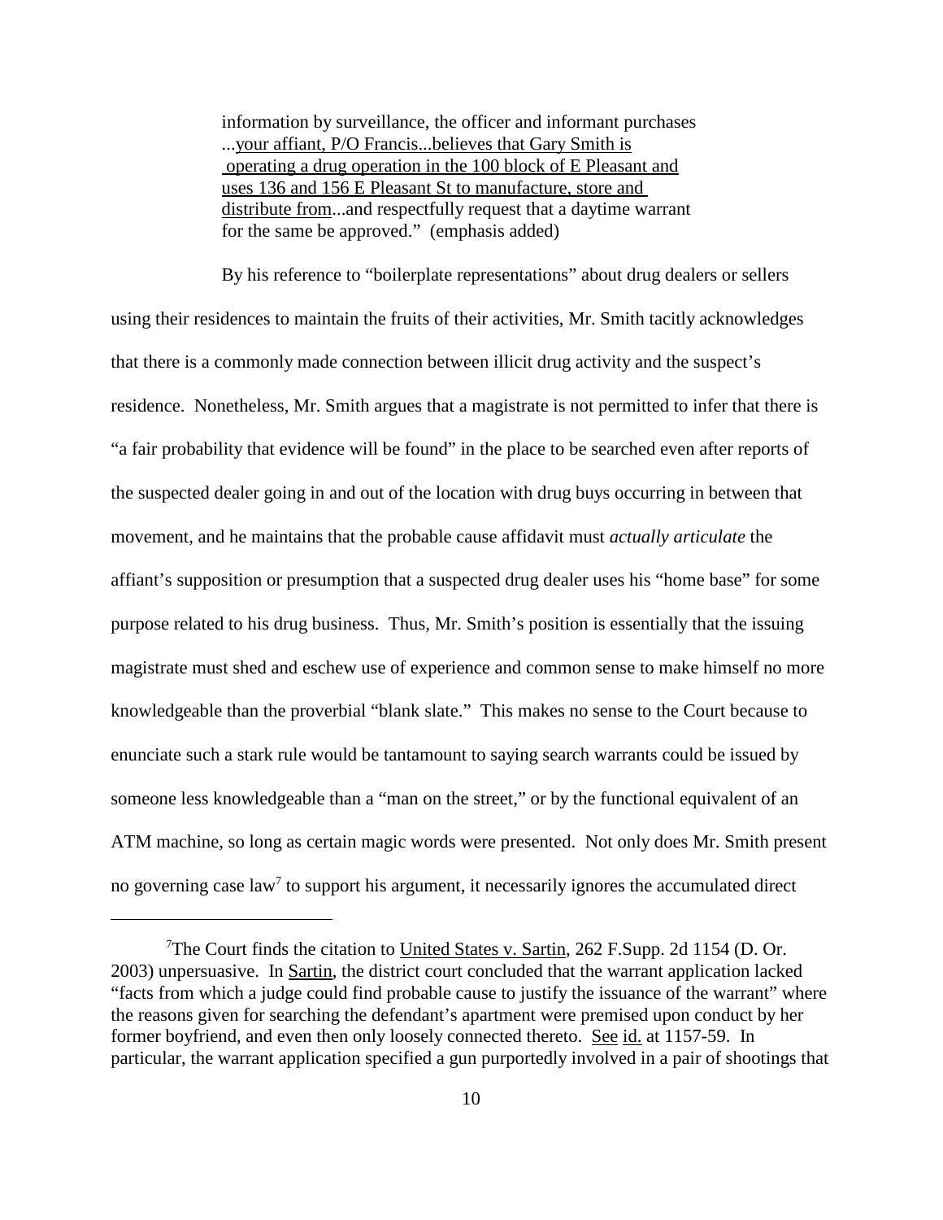information by surveillance, the officer and informant purchases ...your affiant, P/O Francis...believes that Gary Smith is operating a drug operation in the 100 block of E Pleasant and uses 136 and 156 E Pleasant St to manufacture, store and distribute from...and respectfully request that a daytime warrant for the same be approved." (emphasis added)

By his reference to "boilerplate representations" about drug dealers or sellers using their residences to maintain the fruits of their activities, Mr. Smith tacitly acknowledges that there is a commonly made connection between illicit drug activity and the suspect's residence. Nonetheless, Mr. Smith argues that a magistrate is not permitted to infer that there is "a fair probability that evidence will be found" in the place to be searched even after reports of the suspected dealer going in and out of the location with drug buys occurring in between that movement, and he maintains that the probable cause affidavit must *actually articulate* the affiant's supposition or presumption that a suspected drug dealer uses his "home base" for some purpose related to his drug business. Thus, Mr. Smith's position is essentially that the issuing magistrate must shed and eschew use of experience and common sense to make himself no more knowledgeable than the proverbial "blank slate." This makes no sense to the Court because to enunciate such a stark rule would be tantamount to saying search warrants could be issued by someone less knowledgeable than a "man on the street," or by the functional equivalent of an ATM machine, so long as certain magic words were presented. Not only does Mr. Smith present no governing case law[7] to support his argument, it necessarily ignores the accumulated direct

---

[7]The Court finds the citation to United States v. Sartin, 262 F.Supp. 2d 1154 (D. Or. 2003) unpersuasive. In Sartin, the district court concluded that the warrant application lacked "facts from which a judge could find probable cause to justify the issuance of the warrant" where the reasons given for searching the defendant's apartment were premised upon conduct by her former boyfriend, and even then only loosely connected thereto. See id. at 1157-59. In particular, the warrant application specified a gun purportedly involved in a pair of shootings that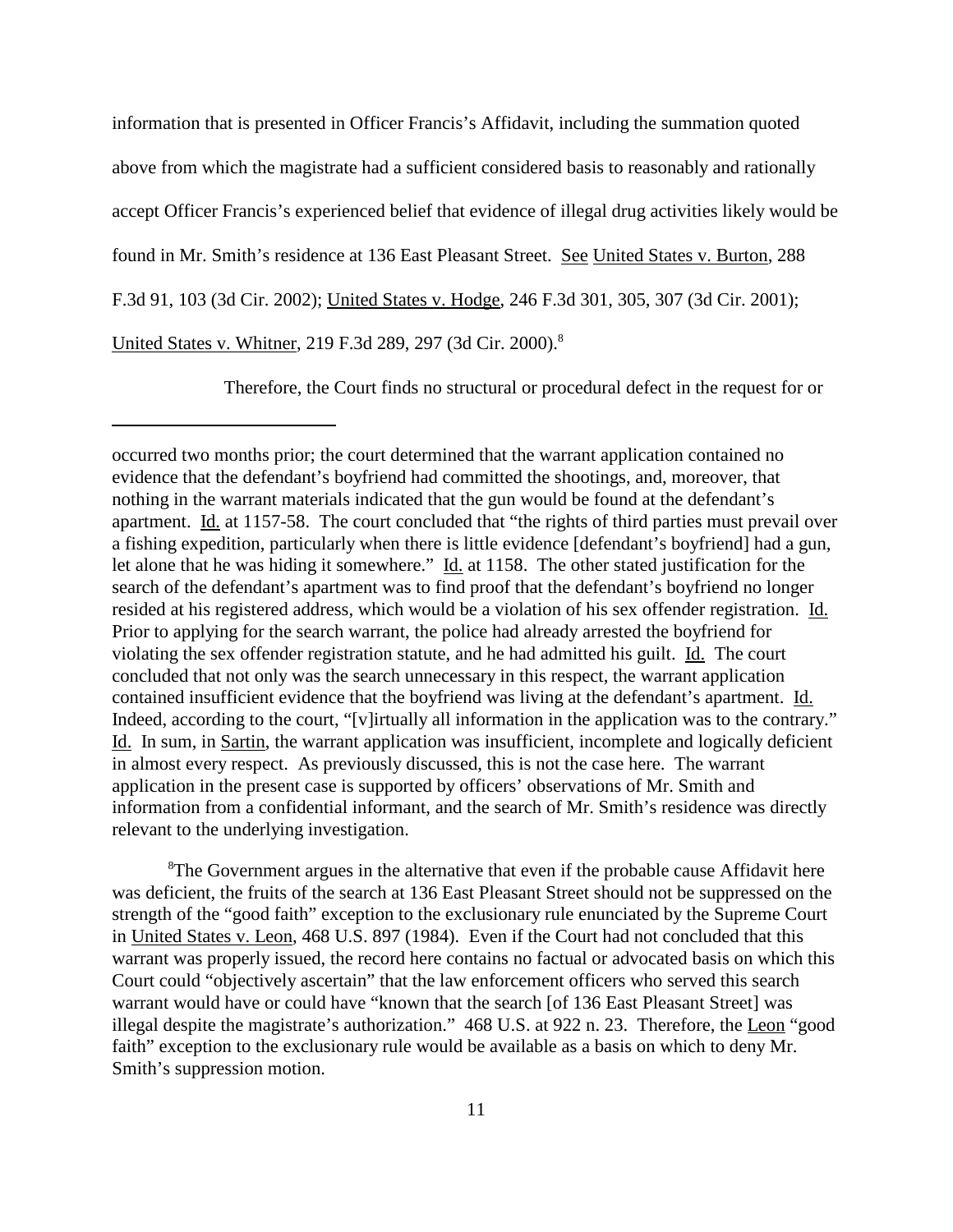information that is presented in Officer Francis's Affidavit, including the summation quoted above from which the magistrate had a sufficient considered basis to reasonably and rationally accept Officer Francis's experienced belief that evidence of illegal drug activities likely would be found in Mr. Smith's residence at 136 East Pleasant Street. See United States v. Burton, 288 F.3d 91, 103 (3d Cir. 2002); United States v. Hodge, 246 F.3d 301, 305, 307 (3d Cir. 2001); United States v. Whitner, 219 F.3d 289, 297 (3d Cir. 2000).[8]

Therefore, the Court finds no structural or procedural defect in the request for or

---

occurred two months prior; the court determined that the warrant application contained no evidence that the defendant's boyfriend had committed the shootings, and, moreover, that nothing in the warrant materials indicated that the gun would be found at the defendant's apartment. Id. at 1157-58. The court concluded that "the rights of third parties must prevail over a fishing expedition, particularly when there is little evidence [defendant's boyfriend] had a gun, let alone that he was hiding it somewhere." Id. at 1158. The other stated justification for the search of the defendant's apartment was to find proof that the defendant's boyfriend no longer resided at his registered address, which would be a violation of his sex offender registration. Id. Prior to applying for the search warrant, the police had already arrested the boyfriend for violating the sex offender registration statute, and he had admitted his guilt. Id. The court concluded that not only was the search unnecessary in this respect, the warrant application contained insufficient evidence that the boyfriend was living at the defendant's apartment. Id. Indeed, according to the court, "[v]irtually all information in the application was to the contrary." Id. In sum, in Sartin, the warrant application was insufficient, incomplete and logically deficient in almost every respect. As previously discussed, this is not the case here. The warrant application in the present case is supported by officers' observations of Mr. Smith and information from a confidential informant, and the search of Mr. Smith's residence was directly relevant to the underlying investigation.

[8]The Government argues in the alternative that even if the probable cause Affidavit here was deficient, the fruits of the search at 136 East Pleasant Street should not be suppressed on the strength of the "good faith" exception to the exclusionary rule enunciated by the Supreme Court in United States v. Leon, 468 U.S. 897 (1984). Even if the Court had not concluded that this warrant was properly issued, the record here contains no factual or advocated basis on which this Court could "objectively ascertain" that the law enforcement officers who served this search warrant would have or could have "known that the search [of 136 East Pleasant Street] was illegal despite the magistrate's authorization." 468 U.S. at 922 n. 23. Therefore, the Leon "good faith" exception to the exclusionary rule would be available as a basis on which to deny Mr. Smith's suppression motion.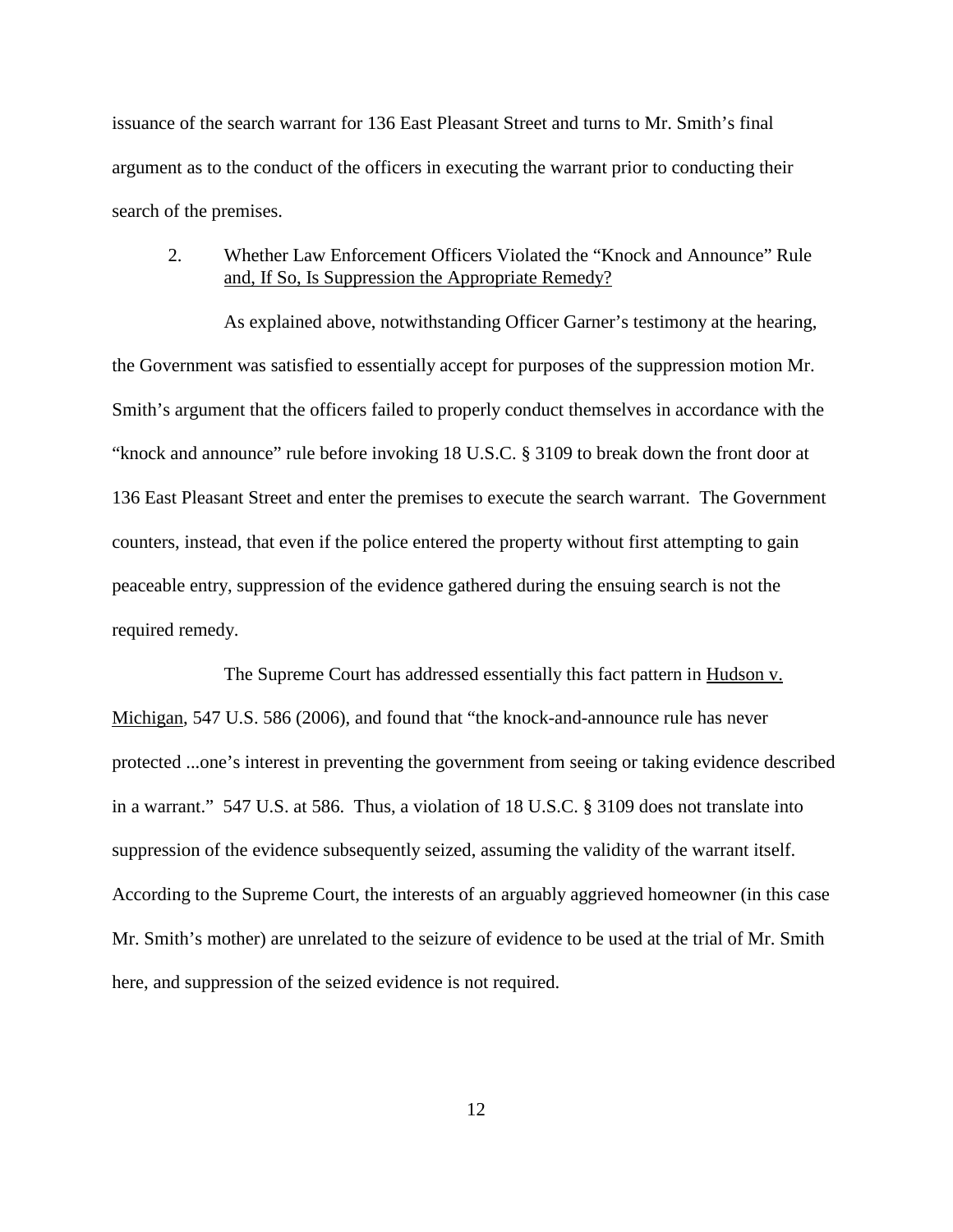issuance of the search warrant for 136 East Pleasant Street and turns to Mr. Smith's final argument as to the conduct of the officers in executing the warrant prior to conducting their search of the premises.

2. Whether Law Enforcement Officers Violated the "Knock and Announce" Rule and, If So, Is Suppression the Appropriate Remedy?

As explained above, notwithstanding Officer Garner's testimony at the hearing, the Government was satisfied to essentially accept for purposes of the suppression motion Mr. Smith's argument that the officers failed to properly conduct themselves in accordance with the "knock and announce" rule before invoking 18 U.S.C. § 3109 to break down the front door at 136 East Pleasant Street and enter the premises to execute the search warrant. The Government counters, instead, that even if the police entered the property without first attempting to gain peaceable entry, suppression of the evidence gathered during the ensuing search is not the required remedy.

The Supreme Court has addressed essentially this fact pattern in Hudson v. Michigan, 547 U.S. 586 (2006), and found that "the knock-and-announce rule has never protected ...one's interest in preventing the government from seeing or taking evidence described in a warrant." 547 U.S. at 586. Thus, a violation of 18 U.S.C. § 3109 does not translate into suppression of the evidence subsequently seized, assuming the validity of the warrant itself. According to the Supreme Court, the interests of an arguably aggrieved homeowner (in this case Mr. Smith's mother) are unrelated to the seizure of evidence to be used at the trial of Mr. Smith here, and suppression of the seized evidence is not required.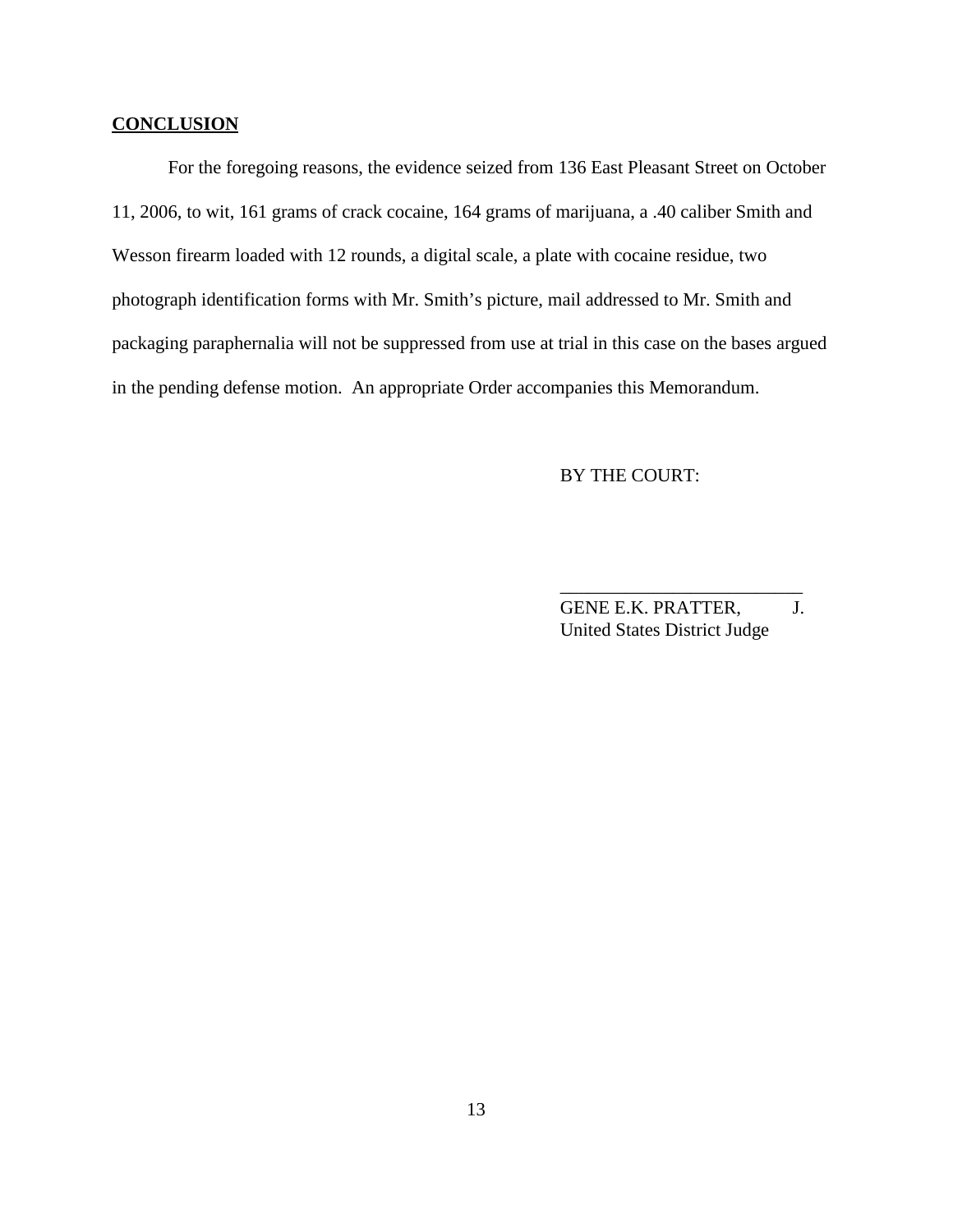**CONCLUSION**

For the foregoing reasons, the evidence seized from 136 East Pleasant Street on October 11, 2006, to wit, 161 grams of crack cocaine, 164 grams of marijuana, a .40 caliber Smith and Wesson firearm loaded with 12 rounds, a digital scale, a plate with cocaine residue, two photograph identification forms with Mr. Smith's picture, mail addressed to Mr. Smith and packaging paraphernalia will not be suppressed from use at trial in this case on the bases argued in the pending defense motion. An appropriate Order accompanies this Memorandum.

BY THE COURT:

\_\_\_\_\_\_\_\_\_\_\_\_\_\_\_\_\_\_\_\_\_\_\_\_\_\_\_

GENE E.K. PRATTER, J.
United States District Judge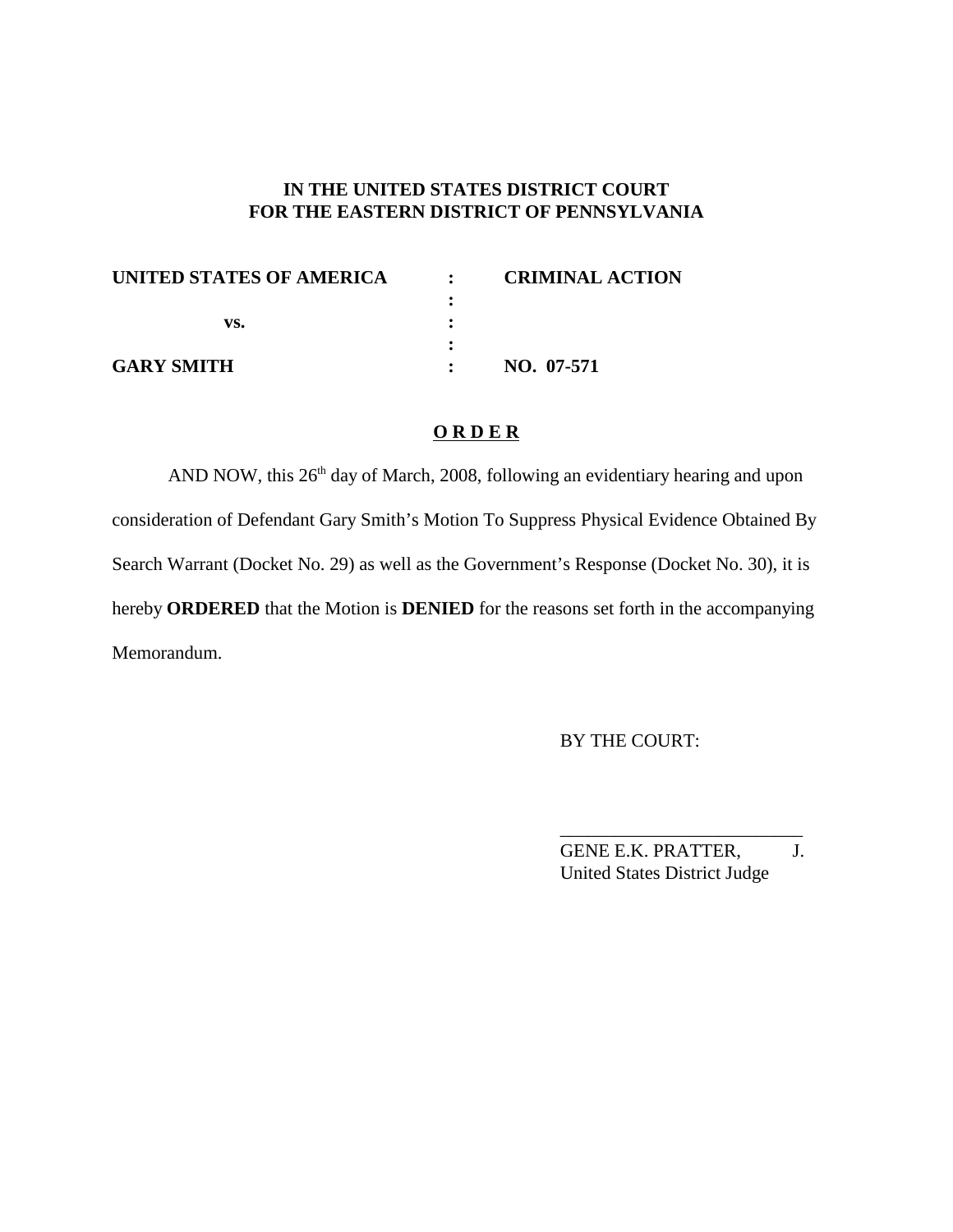**IN THE UNITED STATES DISTRICT COURT**
**FOR THE EASTERN DISTRICT OF PENNSYLVANIA**

| | | |
|---|---|---|
| **UNITED STATES OF AMERICA** | : | **CRIMINAL ACTION** |
| | : | |
| **vs.** | : | |
| | : | |
| **GARY SMITH** | : | **NO. 07-571** |

**O R D E R**

AND NOW, this 26th day of March, 2008, following an evidentiary hearing and upon consideration of Defendant Gary Smith's Motion To Suppress Physical Evidence Obtained By Search Warrant (Docket No. 29) as well as the Government's Response (Docket No. 30), it is hereby **ORDERED** that the Motion is **DENIED** for the reasons set forth in the accompanying Memorandum.

BY THE COURT:

\_\_\_\_\_\_\_\_\_\_\_\_\_\_\_\_\_\_\_\_\_\_\_\_\_\_\_
GENE E.K. PRATTER, J.
United States District Judge